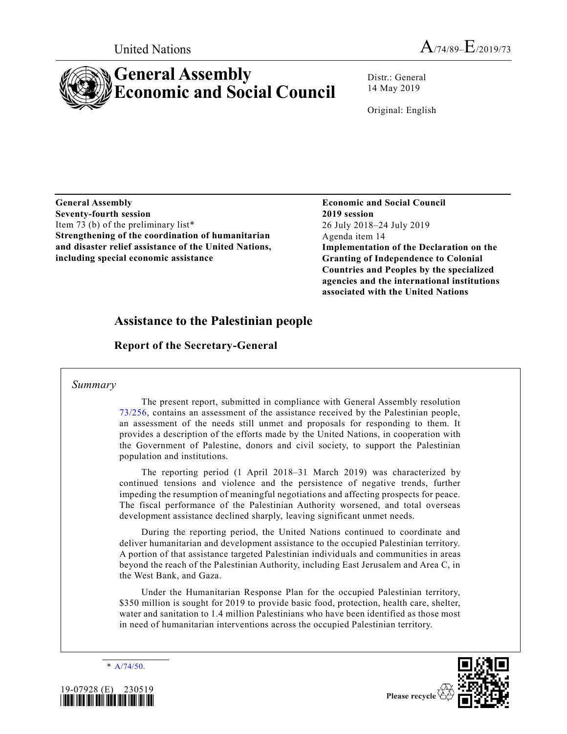United Nations A/74/89–E/2019/73

# General Assembly
# Economic and Social Council

Distr.: General
14 May 2019

Original: English

**General Assembly**
**Seventy-fourth session**
Item 73 (b) of the preliminary list*
**Strengthening of the coordination of humanitarian and disaster relief assistance of the United Nations, including special economic assistance**

**Economic and Social Council**
**2019 session**
26 July 2018–24 July 2019
Agenda item 14
**Implementation of the Declaration on the Granting of Independence to Colonial Countries and Peoples by the specialized agencies and the international institutions associated with the United Nations**

## Assistance to the Palestinian people

### Report of the Secretary-General

*Summary*

The present report, submitted in compliance with General Assembly resolution 73/256, contains an assessment of the assistance received by the Palestinian people, an assessment of the needs still unmet and proposals for responding to them. It provides a description of the efforts made by the United Nations, in cooperation with the Government of Palestine, donors and civil society, to support the Palestinian population and institutions.

The reporting period (1 April 2018–31 March 2019) was characterized by continued tensions and violence and the persistence of negative trends, further impeding the resumption of meaningful negotiations and affecting prospects for peace. The fiscal performance of the Palestinian Authority worsened, and total overseas development assistance declined sharply, leaving significant unmet needs.

During the reporting period, the United Nations continued to coordinate and deliver humanitarian and development assistance to the occupied Palestinian territory. A portion of that assistance targeted Palestinian individuals and communities in areas beyond the reach of the Palestinian Authority, including East Jerusalem and Area C, in the West Bank, and Gaza.

Under the Humanitarian Response Plan for the occupied Palestinian territory, $350 million is sought for 2019 to provide basic food, protection, health care, shelter, water and sanitation to 1.4 million Palestinians who have been identified as those most in need of humanitarian interventions across the occupied Palestinian territory.

\* A/74/50.

19-07928 (E) 230519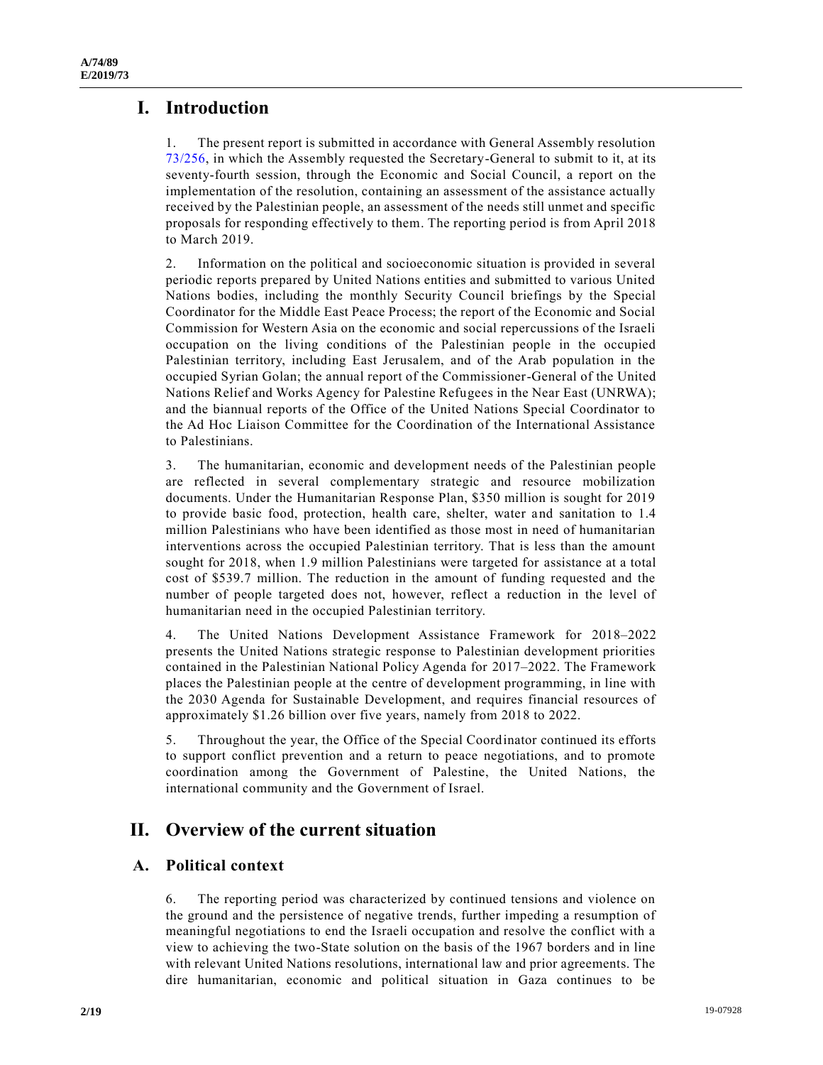# I. Introduction

1. The present report is submitted in accordance with General Assembly resolution 73/256, in which the Assembly requested the Secretary-General to submit to it, at its seventy-fourth session, through the Economic and Social Council, a report on the implementation of the resolution, containing an assessment of the assistance actually received by the Palestinian people, an assessment of the needs still unmet and specific proposals for responding effectively to them. The reporting period is from April 2018 to March 2019.

2. Information on the political and socioeconomic situation is provided in several periodic reports prepared by United Nations entities and submitted to various United Nations bodies, including the monthly Security Council briefings by the Special Coordinator for the Middle East Peace Process; the report of the Economic and Social Commission for Western Asia on the economic and social repercussions of the Israeli occupation on the living conditions of the Palestinian people in the occupied Palestinian territory, including East Jerusalem, and of the Arab population in the occupied Syrian Golan; the annual report of the Commissioner-General of the United Nations Relief and Works Agency for Palestine Refugees in the Near East (UNRWA); and the biannual reports of the Office of the United Nations Special Coordinator to the Ad Hoc Liaison Committee for the Coordination of the International Assistance to Palestinians.

3. The humanitarian, economic and development needs of the Palestinian people are reflected in several complementary strategic and resource mobilization documents. Under the Humanitarian Response Plan, $350 million is sought for 2019 to provide basic food, protection, health care, shelter, water and sanitation to 1.4 million Palestinians who have been identified as those most in need of humanitarian interventions across the occupied Palestinian territory. That is less than the amount sought for 2018, when 1.9 million Palestinians were targeted for assistance at a total cost of $539.7 million. The reduction in the amount of funding requested and the number of people targeted does not, however, reflect a reduction in the level of humanitarian need in the occupied Palestinian territory.

4. The United Nations Development Assistance Framework for 2018–2022 presents the United Nations strategic response to Palestinian development priorities contained in the Palestinian National Policy Agenda for 2017–2022. The Framework places the Palestinian people at the centre of development programming, in line with the 2030 Agenda for Sustainable Development, and requires financial resources of approximately $1.26 billion over five years, namely from 2018 to 2022.

5. Throughout the year, the Office of the Special Coordinator continued its efforts to support conflict prevention and a return to peace negotiations, and to promote coordination among the Government of Palestine, the United Nations, the international community and the Government of Israel.

# II. Overview of the current situation

## A. Political context

6. The reporting period was characterized by continued tensions and violence on the ground and the persistence of negative trends, further impeding a resumption of meaningful negotiations to end the Israeli occupation and resolve the conflict with a view to achieving the two-State solution on the basis of the 1967 borders and in line with relevant United Nations resolutions, international law and prior agreements. The dire humanitarian, economic and political situation in Gaza continues to be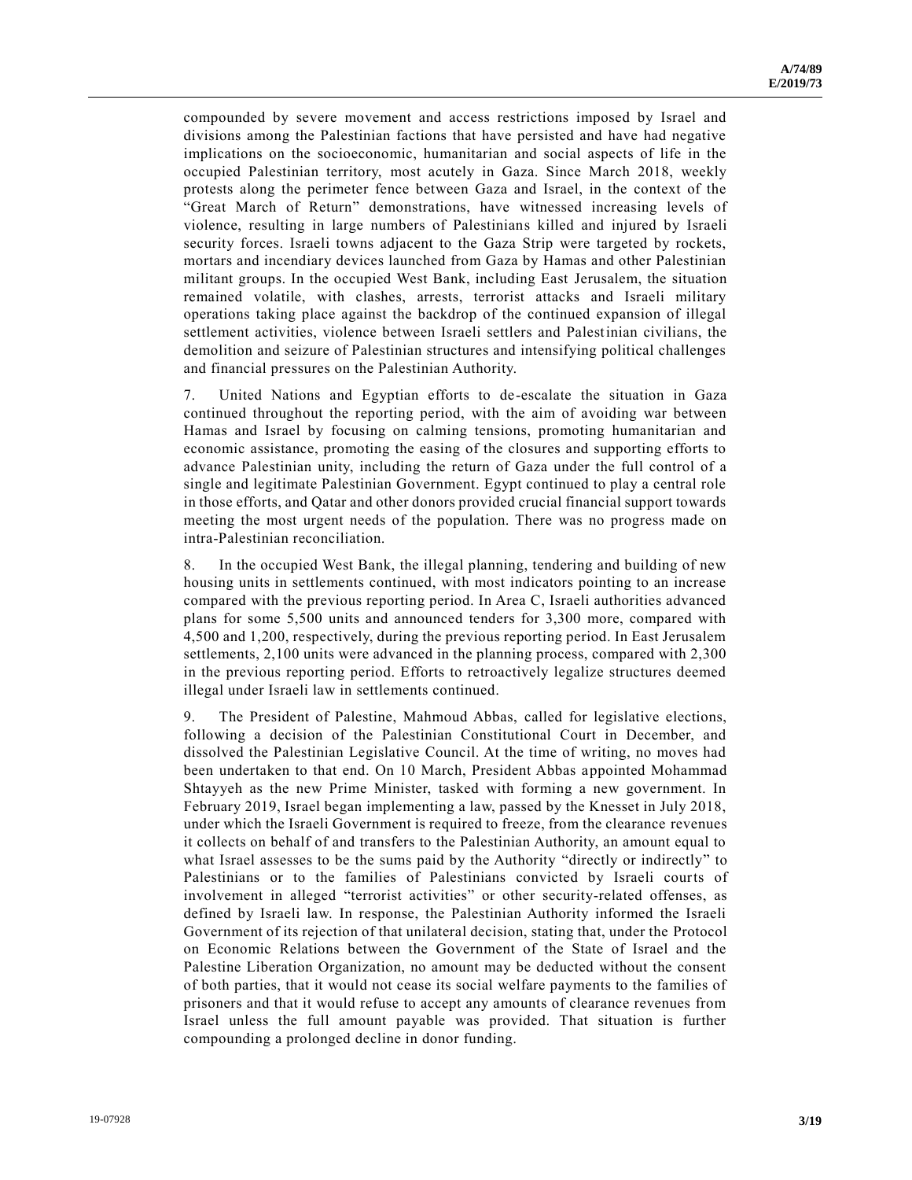compounded by severe movement and access restrictions imposed by Israel and divisions among the Palestinian factions that have persisted and have had negative implications on the socioeconomic, humanitarian and social aspects of life in the occupied Palestinian territory, most acutely in Gaza. Since March 2018, weekly protests along the perimeter fence between Gaza and Israel, in the context of the "Great March of Return" demonstrations, have witnessed increasing levels of violence, resulting in large numbers of Palestinians killed and injured by Israeli security forces. Israeli towns adjacent to the Gaza Strip were targeted by rockets, mortars and incendiary devices launched from Gaza by Hamas and other Palestinian militant groups. In the occupied West Bank, including East Jerusalem, the situation remained volatile, with clashes, arrests, terrorist attacks and Israeli military operations taking place against the backdrop of the continued expansion of illegal settlement activities, violence between Israeli settlers and Palestinian civilians, the demolition and seizure of Palestinian structures and intensifying political challenges and financial pressures on the Palestinian Authority.

7. United Nations and Egyptian efforts to de-escalate the situation in Gaza continued throughout the reporting period, with the aim of avoiding war between Hamas and Israel by focusing on calming tensions, promoting humanitarian and economic assistance, promoting the easing of the closures and supporting efforts to advance Palestinian unity, including the return of Gaza under the full control of a single and legitimate Palestinian Government. Egypt continued to play a central role in those efforts, and Qatar and other donors provided crucial financial support towards meeting the most urgent needs of the population. There was no progress made on intra-Palestinian reconciliation.

8. In the occupied West Bank, the illegal planning, tendering and building of new housing units in settlements continued, with most indicators pointing to an increase compared with the previous reporting period. In Area C, Israeli authorities advanced plans for some 5,500 units and announced tenders for 3,300 more, compared with 4,500 and 1,200, respectively, during the previous reporting period. In East Jerusalem settlements, 2,100 units were advanced in the planning process, compared with 2,300 in the previous reporting period. Efforts to retroactively legalize structures deemed illegal under Israeli law in settlements continued.

9. The President of Palestine, Mahmoud Abbas, called for legislative elections, following a decision of the Palestinian Constitutional Court in December, and dissolved the Palestinian Legislative Council. At the time of writing, no moves had been undertaken to that end. On 10 March, President Abbas appointed Mohammad Shtayyeh as the new Prime Minister, tasked with forming a new government. In February 2019, Israel began implementing a law, passed by the Knesset in July 2018, under which the Israeli Government is required to freeze, from the clearance revenues it collects on behalf of and transfers to the Palestinian Authority, an amount equal to what Israel assesses to be the sums paid by the Authority "directly or indirectly" to Palestinians or to the families of Palestinians convicted by Israeli courts of involvement in alleged "terrorist activities" or other security-related offenses, as defined by Israeli law. In response, the Palestinian Authority informed the Israeli Government of its rejection of that unilateral decision, stating that, under the Protocol on Economic Relations between the Government of the State of Israel and the Palestine Liberation Organization, no amount may be deducted without the consent of both parties, that it would not cease its social welfare payments to the families of prisoners and that it would refuse to accept any amounts of clearance revenues from Israel unless the full amount payable was provided. That situation is further compounding a prolonged decline in donor funding.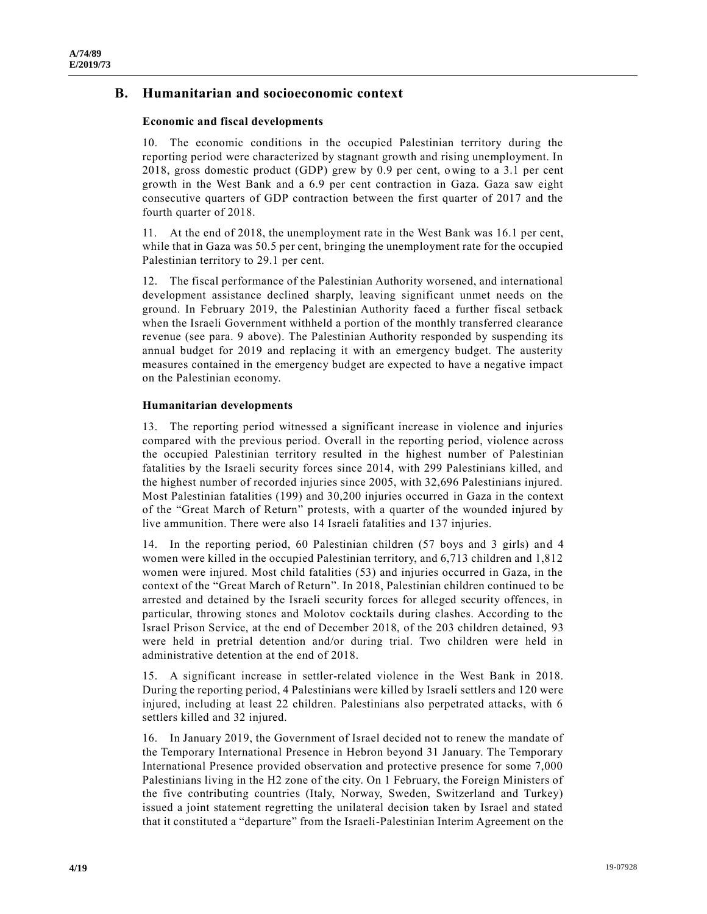## B. Humanitarian and socioeconomic context

### Economic and fiscal developments

10. The economic conditions in the occupied Palestinian territory during the reporting period were characterized by stagnant growth and rising unemployment. In 2018, gross domestic product (GDP) grew by 0.9 per cent, owing to a 3.1 per cent growth in the West Bank and a 6.9 per cent contraction in Gaza. Gaza saw eight consecutive quarters of GDP contraction between the first quarter of 2017 and the fourth quarter of 2018.

11. At the end of 2018, the unemployment rate in the West Bank was 16.1 per cent, while that in Gaza was 50.5 per cent, bringing the unemployment rate for the occupied Palestinian territory to 29.1 per cent.

12. The fiscal performance of the Palestinian Authority worsened, and international development assistance declined sharply, leaving significant unmet needs on the ground. In February 2019, the Palestinian Authority faced a further fiscal setback when the Israeli Government withheld a portion of the monthly transferred clearance revenue (see para. 9 above). The Palestinian Authority responded by suspending its annual budget for 2019 and replacing it with an emergency budget. The austerity measures contained in the emergency budget are expected to have a negative impact on the Palestinian economy.

### Humanitarian developments

13. The reporting period witnessed a significant increase in violence and injuries compared with the previous period. Overall in the reporting period, violence across the occupied Palestinian territory resulted in the highest number of Palestinian fatalities by the Israeli security forces since 2014, with 299 Palestinians killed, and the highest number of recorded injuries since 2005, with 32,696 Palestinians injured. Most Palestinian fatalities (199) and 30,200 injuries occurred in Gaza in the context of the "Great March of Return" protests, with a quarter of the wounded injured by live ammunition. There were also 14 Israeli fatalities and 137 injuries.

14. In the reporting period, 60 Palestinian children (57 boys and 3 girls) and 4 women were killed in the occupied Palestinian territory, and 6,713 children and 1,812 women were injured. Most child fatalities (53) and injuries occurred in Gaza, in the context of the "Great March of Return". In 2018, Palestinian children continued to be arrested and detained by the Israeli security forces for alleged security offences, in particular, throwing stones and Molotov cocktails during clashes. According to the Israel Prison Service, at the end of December 2018, of the 203 children detained, 93 were held in pretrial detention and/or during trial. Two children were held in administrative detention at the end of 2018.

15. A significant increase in settler-related violence in the West Bank in 2018. During the reporting period, 4 Palestinians were killed by Israeli settlers and 120 were injured, including at least 22 children. Palestinians also perpetrated attacks, with 6 settlers killed and 32 injured.

16. In January 2019, the Government of Israel decided not to renew the mandate of the Temporary International Presence in Hebron beyond 31 January. The Temporary International Presence provided observation and protective presence for some 7,000 Palestinians living in the H2 zone of the city. On 1 February, the Foreign Ministers of the five contributing countries (Italy, Norway, Sweden, Switzerland and Turkey) issued a joint statement regretting the unilateral decision taken by Israel and stated that it constituted a "departure" from the Israeli-Palestinian Interim Agreement on the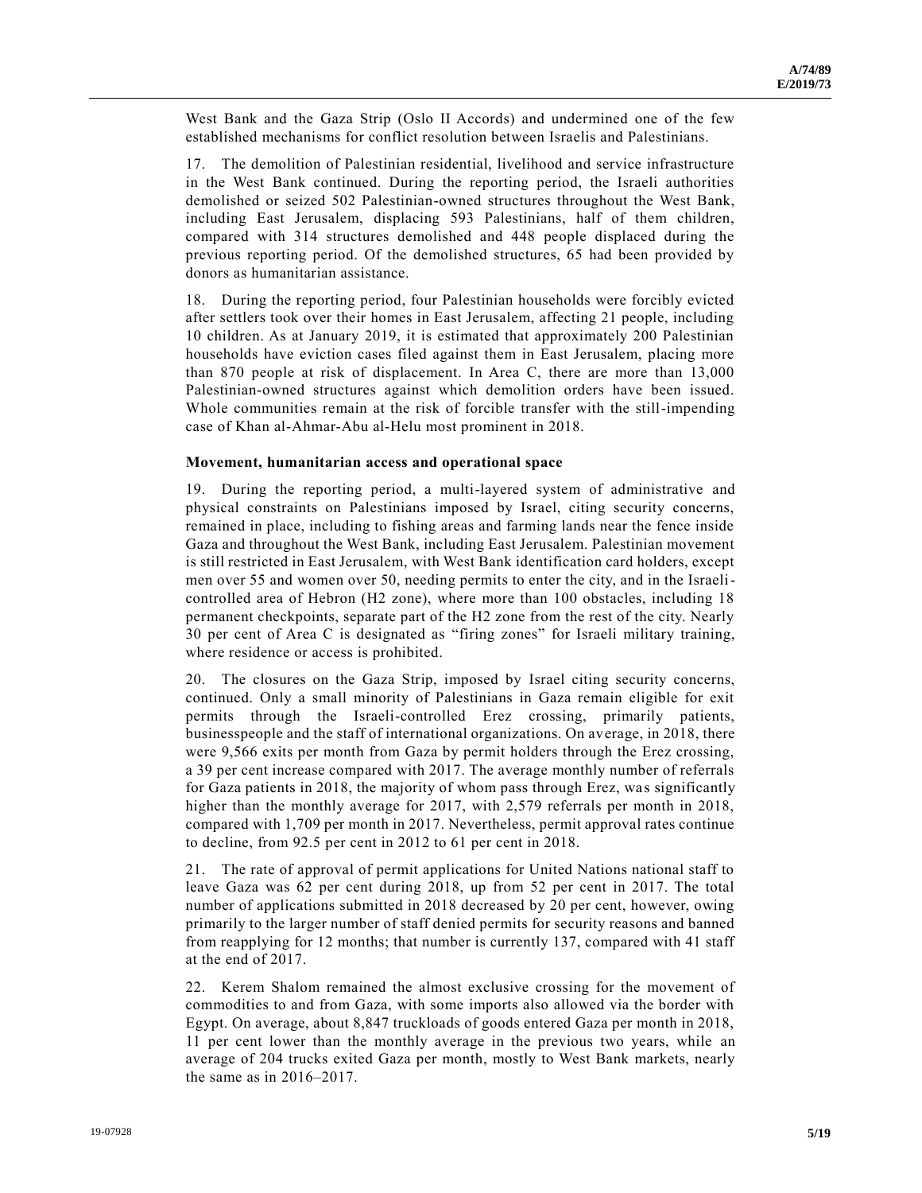West Bank and the Gaza Strip (Oslo II Accords) and undermined one of the few established mechanisms for conflict resolution between Israelis and Palestinians.

17. The demolition of Palestinian residential, livelihood and service infrastructure in the West Bank continued. During the reporting period, the Israeli authorities demolished or seized 502 Palestinian-owned structures throughout the West Bank, including East Jerusalem, displacing 593 Palestinians, half of them children, compared with 314 structures demolished and 448 people displaced during the previous reporting period. Of the demolished structures, 65 had been provided by donors as humanitarian assistance.

18. During the reporting period, four Palestinian households were forcibly evicted after settlers took over their homes in East Jerusalem, affecting 21 people, including 10 children. As at January 2019, it is estimated that approximately 200 Palestinian households have eviction cases filed against them in East Jerusalem, placing more than 870 people at risk of displacement. In Area C, there are more than 13,000 Palestinian-owned structures against which demolition orders have been issued. Whole communities remain at the risk of forcible transfer with the still-impending case of Khan al-Ahmar-Abu al-Helu most prominent in 2018.

**Movement, humanitarian access and operational space**

19. During the reporting period, a multi-layered system of administrative and physical constraints on Palestinians imposed by Israel, citing security concerns, remained in place, including to fishing areas and farming lands near the fence inside Gaza and throughout the West Bank, including East Jerusalem. Palestinian movement is still restricted in East Jerusalem, with West Bank identification card holders, except men over 55 and women over 50, needing permits to enter the city, and in the Israeli-controlled area of Hebron (H2 zone), where more than 100 obstacles, including 18 permanent checkpoints, separate part of the H2 zone from the rest of the city. Nearly 30 per cent of Area C is designated as "firing zones" for Israeli military training, where residence or access is prohibited.

20. The closures on the Gaza Strip, imposed by Israel citing security concerns, continued. Only a small minority of Palestinians in Gaza remain eligible for exit permits through the Israeli-controlled Erez crossing, primarily patients, businesspeople and the staff of international organizations. On average, in 2018, there were 9,566 exits per month from Gaza by permit holders through the Erez crossing, a 39 per cent increase compared with 2017. The average monthly number of referrals for Gaza patients in 2018, the majority of whom pass through Erez, was significantly higher than the monthly average for 2017, with 2,579 referrals per month in 2018, compared with 1,709 per month in 2017. Nevertheless, permit approval rates continue to decline, from 92.5 per cent in 2012 to 61 per cent in 2018.

21. The rate of approval of permit applications for United Nations national staff to leave Gaza was 62 per cent during 2018, up from 52 per cent in 2017. The total number of applications submitted in 2018 decreased by 20 per cent, however, owing primarily to the larger number of staff denied permits for security reasons and banned from reapplying for 12 months; that number is currently 137, compared with 41 staff at the end of 2017.

22. Kerem Shalom remained the almost exclusive crossing for the movement of commodities to and from Gaza, with some imports also allowed via the border with Egypt. On average, about 8,847 truckloads of goods entered Gaza per month in 2018, 11 per cent lower than the monthly average in the previous two years, while an average of 204 trucks exited Gaza per month, mostly to West Bank markets, nearly the same as in 2016–2017.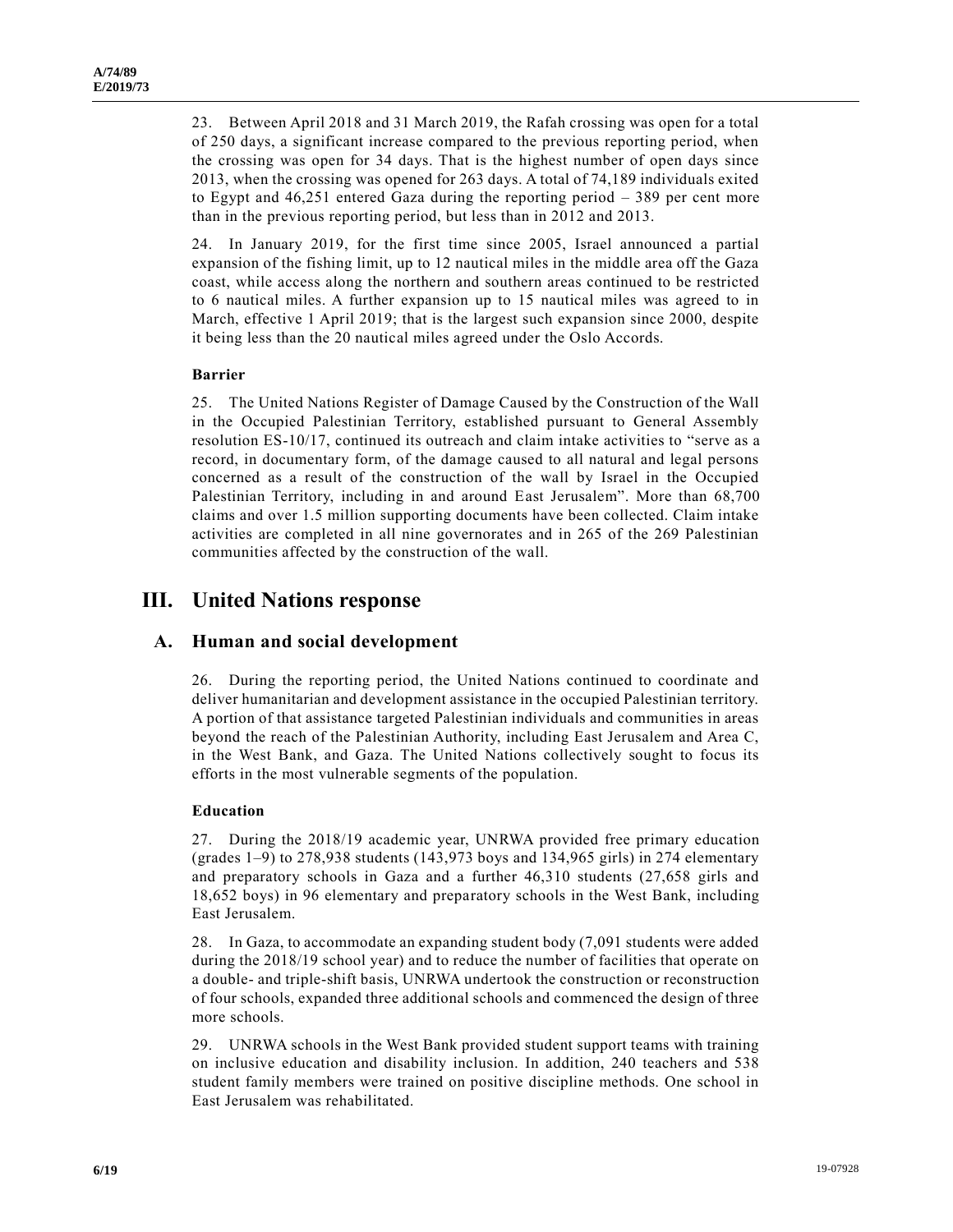23. Between April 2018 and 31 March 2019, the Rafah crossing was open for a total of 250 days, a significant increase compared to the previous reporting period, when the crossing was open for 34 days. That is the highest number of open days since 2013, when the crossing was opened for 263 days. A total of 74,189 individuals exited to Egypt and 46,251 entered Gaza during the reporting period – 389 per cent more than in the previous reporting period, but less than in 2012 and 2013.

24. In January 2019, for the first time since 2005, Israel announced a partial expansion of the fishing limit, up to 12 nautical miles in the middle area off the Gaza coast, while access along the northern and southern areas continued to be restricted to 6 nautical miles. A further expansion up to 15 nautical miles was agreed to in March, effective 1 April 2019; that is the largest such expansion since 2000, despite it being less than the 20 nautical miles agreed under the Oslo Accords.

**Barrier**

25. The United Nations Register of Damage Caused by the Construction of the Wall in the Occupied Palestinian Territory, established pursuant to General Assembly resolution ES-10/17, continued its outreach and claim intake activities to "serve as a record, in documentary form, of the damage caused to all natural and legal persons concerned as a result of the construction of the wall by Israel in the Occupied Palestinian Territory, including in and around East Jerusalem". More than 68,700 claims and over 1.5 million supporting documents have been collected. Claim intake activities are completed in all nine governorates and in 265 of the 269 Palestinian communities affected by the construction of the wall.

# III. United Nations response

## A. Human and social development

26. During the reporting period, the United Nations continued to coordinate and deliver humanitarian and development assistance in the occupied Palestinian territory. A portion of that assistance targeted Palestinian individuals and communities in areas beyond the reach of the Palestinian Authority, including East Jerusalem and Area C, in the West Bank, and Gaza. The United Nations collectively sought to focus its efforts in the most vulnerable segments of the population.

**Education**

27. During the 2018/19 academic year, UNRWA provided free primary education (grades 1–9) to 278,938 students (143,973 boys and 134,965 girls) in 274 elementary and preparatory schools in Gaza and a further 46,310 students (27,658 girls and 18,652 boys) in 96 elementary and preparatory schools in the West Bank, including East Jerusalem.

28. In Gaza, to accommodate an expanding student body (7,091 students were added during the 2018/19 school year) and to reduce the number of facilities that operate on a double- and triple-shift basis, UNRWA undertook the construction or reconstruction of four schools, expanded three additional schools and commenced the design of three more schools.

29. UNRWA schools in the West Bank provided student support teams with training on inclusive education and disability inclusion. In addition, 240 teachers and 538 student family members were trained on positive discipline methods. One school in East Jerusalem was rehabilitated.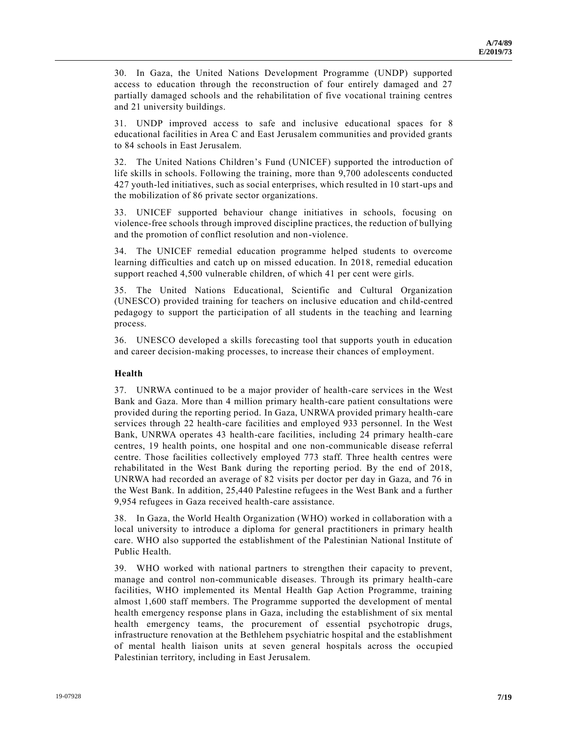30. In Gaza, the United Nations Development Programme (UNDP) supported access to education through the reconstruction of four entirely damaged and 27 partially damaged schools and the rehabilitation of five vocational training centres and 21 university buildings.

31. UNDP improved access to safe and inclusive educational spaces for 8 educational facilities in Area C and East Jerusalem communities and provided grants to 84 schools in East Jerusalem.

32. The United Nations Children's Fund (UNICEF) supported the introduction of life skills in schools. Following the training, more than 9,700 adolescents conducted 427 youth-led initiatives, such as social enterprises, which resulted in 10 start-ups and the mobilization of 86 private sector organizations.

33. UNICEF supported behaviour change initiatives in schools, focusing on violence-free schools through improved discipline practices, the reduction of bullying and the promotion of conflict resolution and non-violence.

34. The UNICEF remedial education programme helped students to overcome learning difficulties and catch up on missed education. In 2018, remedial education support reached 4,500 vulnerable children, of which 41 per cent were girls.

35. The United Nations Educational, Scientific and Cultural Organization (UNESCO) provided training for teachers on inclusive education and child-centred pedagogy to support the participation of all students in the teaching and learning process.

36. UNESCO developed a skills forecasting tool that supports youth in education and career decision-making processes, to increase their chances of employment.

### Health

37. UNRWA continued to be a major provider of health-care services in the West Bank and Gaza. More than 4 million primary health-care patient consultations were provided during the reporting period. In Gaza, UNRWA provided primary health-care services through 22 health-care facilities and employed 933 personnel. In the West Bank, UNRWA operates 43 health-care facilities, including 24 primary health-care centres, 19 health points, one hospital and one non-communicable disease referral centre. Those facilities collectively employed 773 staff. Three health centres were rehabilitated in the West Bank during the reporting period. By the end of 2018, UNRWA had recorded an average of 82 visits per doctor per day in Gaza, and 76 in the West Bank. In addition, 25,440 Palestine refugees in the West Bank and a further 9,954 refugees in Gaza received health-care assistance.

38. In Gaza, the World Health Organization (WHO) worked in collaboration with a local university to introduce a diploma for general practitioners in primary health care. WHO also supported the establishment of the Palestinian National Institute of Public Health.

39. WHO worked with national partners to strengthen their capacity to prevent, manage and control non-communicable diseases. Through its primary health-care facilities, WHO implemented its Mental Health Gap Action Programme, training almost 1,600 staff members. The Programme supported the development of mental health emergency response plans in Gaza, including the establishment of six mental health emergency teams, the procurement of essential psychotropic drugs, infrastructure renovation at the Bethlehem psychiatric hospital and the establishment of mental health liaison units at seven general hospitals across the occupied Palestinian territory, including in East Jerusalem.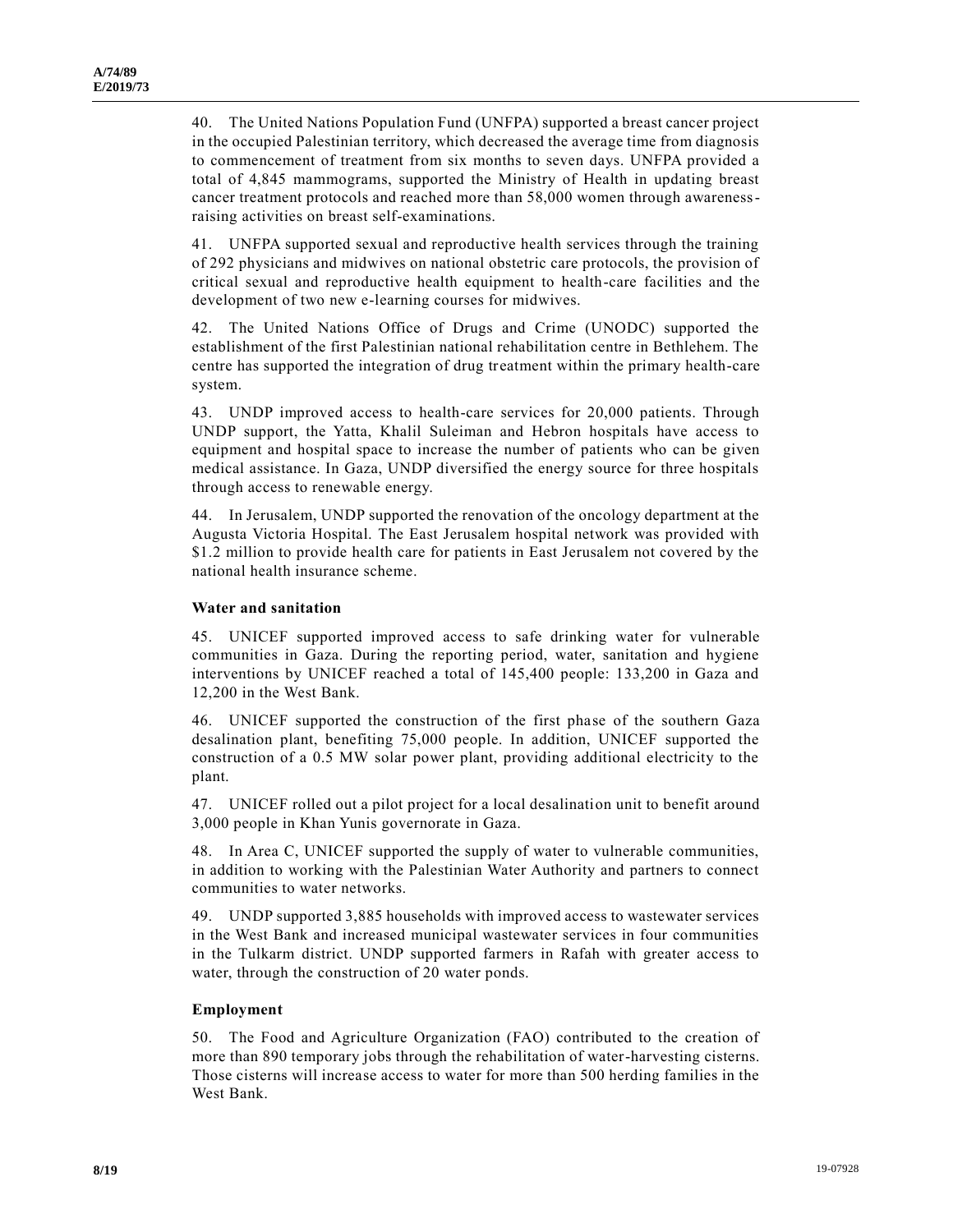40. The United Nations Population Fund (UNFPA) supported a breast cancer project in the occupied Palestinian territory, which decreased the average time from diagnosis to commencement of treatment from six months to seven days. UNFPA provided a total of 4,845 mammograms, supported the Ministry of Health in updating breast cancer treatment protocols and reached more than 58,000 women through awareness-raising activities on breast self-examinations.

41. UNFPA supported sexual and reproductive health services through the training of 292 physicians and midwives on national obstetric care protocols, the provision of critical sexual and reproductive health equipment to health-care facilities and the development of two new e-learning courses for midwives.

42. The United Nations Office of Drugs and Crime (UNODC) supported the establishment of the first Palestinian national rehabilitation centre in Bethlehem. The centre has supported the integration of drug treatment within the primary health-care system.

43. UNDP improved access to health-care services for 20,000 patients. Through UNDP support, the Yatta, Khalil Suleiman and Hebron hospitals have access to equipment and hospital space to increase the number of patients who can be given medical assistance. In Gaza, UNDP diversified the energy source for three hospitals through access to renewable energy.

44. In Jerusalem, UNDP supported the renovation of the oncology department at the Augusta Victoria Hospital. The East Jerusalem hospital network was provided with $1.2 million to provide health care for patients in East Jerusalem not covered by the national health insurance scheme.

### Water and sanitation

45. UNICEF supported improved access to safe drinking water for vulnerable communities in Gaza. During the reporting period, water, sanitation and hygiene interventions by UNICEF reached a total of 145,400 people: 133,200 in Gaza and 12,200 in the West Bank.

46. UNICEF supported the construction of the first phase of the southern Gaza desalination plant, benefiting 75,000 people. In addition, UNICEF supported the construction of a 0.5 MW solar power plant, providing additional electricity to the plant.

47. UNICEF rolled out a pilot project for a local desalination unit to benefit around 3,000 people in Khan Yunis governorate in Gaza.

48. In Area C, UNICEF supported the supply of water to vulnerable communities, in addition to working with the Palestinian Water Authority and partners to connect communities to water networks.

49. UNDP supported 3,885 households with improved access to wastewater services in the West Bank and increased municipal wastewater services in four communities in the Tulkarm district. UNDP supported farmers in Rafah with greater access to water, through the construction of 20 water ponds.

### Employment

50. The Food and Agriculture Organization (FAO) contributed to the creation of more than 890 temporary jobs through the rehabilitation of water-harvesting cisterns. Those cisterns will increase access to water for more than 500 herding families in the West Bank.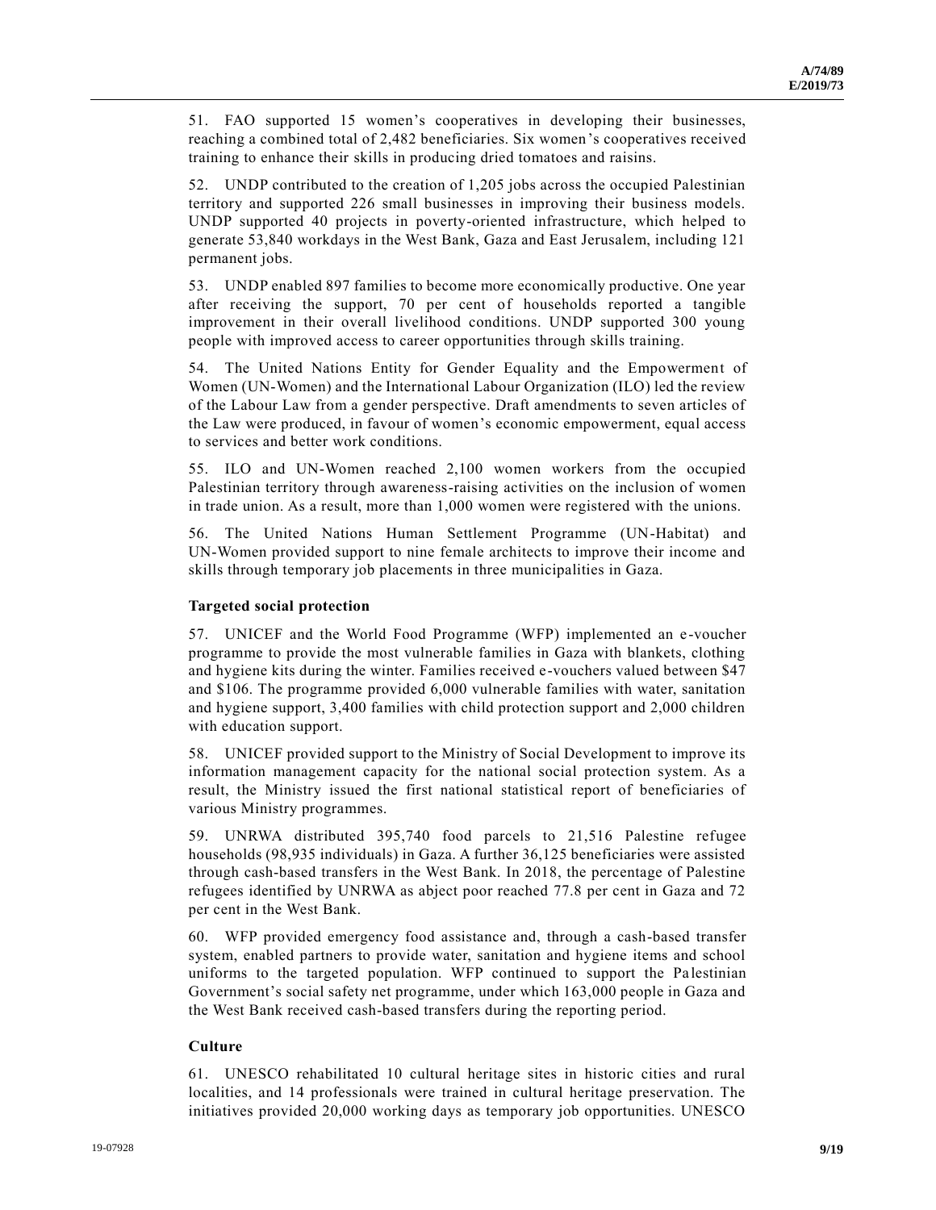51. FAO supported 15 women's cooperatives in developing their businesses, reaching a combined total of 2,482 beneficiaries. Six women's cooperatives received training to enhance their skills in producing dried tomatoes and raisins.

52. UNDP contributed to the creation of 1,205 jobs across the occupied Palestinian territory and supported 226 small businesses in improving their business models. UNDP supported 40 projects in poverty-oriented infrastructure, which helped to generate 53,840 workdays in the West Bank, Gaza and East Jerusalem, including 121 permanent jobs.

53. UNDP enabled 897 families to become more economically productive. One year after receiving the support, 70 per cent of households reported a tangible improvement in their overall livelihood conditions. UNDP supported 300 young people with improved access to career opportunities through skills training.

54. The United Nations Entity for Gender Equality and the Empowerment of Women (UN-Women) and the International Labour Organization (ILO) led the review of the Labour Law from a gender perspective. Draft amendments to seven articles of the Law were produced, in favour of women's economic empowerment, equal access to services and better work conditions.

55. ILO and UN-Women reached 2,100 women workers from the occupied Palestinian territory through awareness-raising activities on the inclusion of women in trade union. As a result, more than 1,000 women were registered with the unions.

56. The United Nations Human Settlement Programme (UN-Habitat) and UN-Women provided support to nine female architects to improve their income and skills through temporary job placements in three municipalities in Gaza.

### Targeted social protection

57. UNICEF and the World Food Programme (WFP) implemented an e-voucher programme to provide the most vulnerable families in Gaza with blankets, clothing and hygiene kits during the winter. Families received e-vouchers valued between $47 and $106. The programme provided 6,000 vulnerable families with water, sanitation and hygiene support, 3,400 families with child protection support and 2,000 children with education support.

58. UNICEF provided support to the Ministry of Social Development to improve its information management capacity for the national social protection system. As a result, the Ministry issued the first national statistical report of beneficiaries of various Ministry programmes.

59. UNRWA distributed 395,740 food parcels to 21,516 Palestine refugee households (98,935 individuals) in Gaza. A further 36,125 beneficiaries were assisted through cash-based transfers in the West Bank. In 2018, the percentage of Palestine refugees identified by UNRWA as abject poor reached 77.8 per cent in Gaza and 72 per cent in the West Bank.

60. WFP provided emergency food assistance and, through a cash-based transfer system, enabled partners to provide water, sanitation and hygiene items and school uniforms to the targeted population. WFP continued to support the Palestinian Government's social safety net programme, under which 163,000 people in Gaza and the West Bank received cash-based transfers during the reporting period.

### Culture

61. UNESCO rehabilitated 10 cultural heritage sites in historic cities and rural localities, and 14 professionals were trained in cultural heritage preservation. The initiatives provided 20,000 working days as temporary job opportunities. UNESCO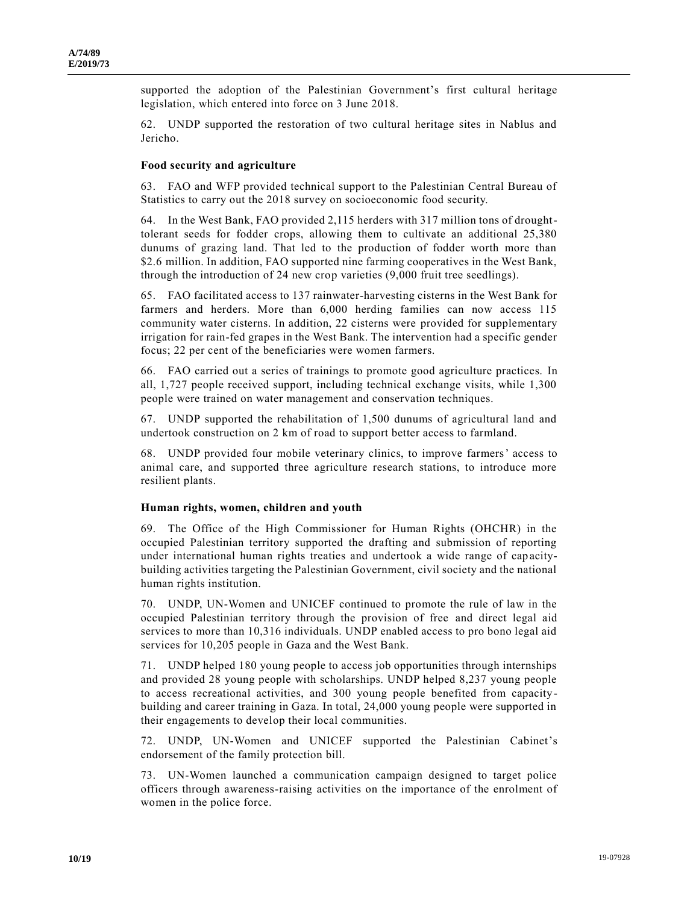supported the adoption of the Palestinian Government's first cultural heritage legislation, which entered into force on 3 June 2018.

62. UNDP supported the restoration of two cultural heritage sites in Nablus and Jericho.

### Food security and agriculture

63. FAO and WFP provided technical support to the Palestinian Central Bureau of Statistics to carry out the 2018 survey on socioeconomic food security.

64. In the West Bank, FAO provided 2,115 herders with 317 million tons of drought-tolerant seeds for fodder crops, allowing them to cultivate an additional 25,380 dunums of grazing land. That led to the production of fodder worth more than $2.6 million. In addition, FAO supported nine farming cooperatives in the West Bank, through the introduction of 24 new crop varieties (9,000 fruit tree seedlings).

65. FAO facilitated access to 137 rainwater-harvesting cisterns in the West Bank for farmers and herders. More than 6,000 herding families can now access 115 community water cisterns. In addition, 22 cisterns were provided for supplementary irrigation for rain-fed grapes in the West Bank. The intervention had a specific gender focus; 22 per cent of the beneficiaries were women farmers.

66. FAO carried out a series of trainings to promote good agriculture practices. In all, 1,727 people received support, including technical exchange visits, while 1,300 people were trained on water management and conservation techniques.

67. UNDP supported the rehabilitation of 1,500 dunums of agricultural land and undertook construction on 2 km of road to support better access to farmland.

68. UNDP provided four mobile veterinary clinics, to improve farmers' access to animal care, and supported three agriculture research stations, to introduce more resilient plants.

### Human rights, women, children and youth

69. The Office of the High Commissioner for Human Rights (OHCHR) in the occupied Palestinian territory supported the drafting and submission of reporting under international human rights treaties and undertook a wide range of capacity-building activities targeting the Palestinian Government, civil society and the national human rights institution.

70. UNDP, UN-Women and UNICEF continued to promote the rule of law in the occupied Palestinian territory through the provision of free and direct legal aid services to more than 10,316 individuals. UNDP enabled access to pro bono legal aid services for 10,205 people in Gaza and the West Bank.

71. UNDP helped 180 young people to access job opportunities through internships and provided 28 young people with scholarships. UNDP helped 8,237 young people to access recreational activities, and 300 young people benefited from capacity-building and career training in Gaza. In total, 24,000 young people were supported in their engagements to develop their local communities.

72. UNDP, UN-Women and UNICEF supported the Palestinian Cabinet's endorsement of the family protection bill.

73. UN-Women launched a communication campaign designed to target police officers through awareness-raising activities on the importance of the enrolment of women in the police force.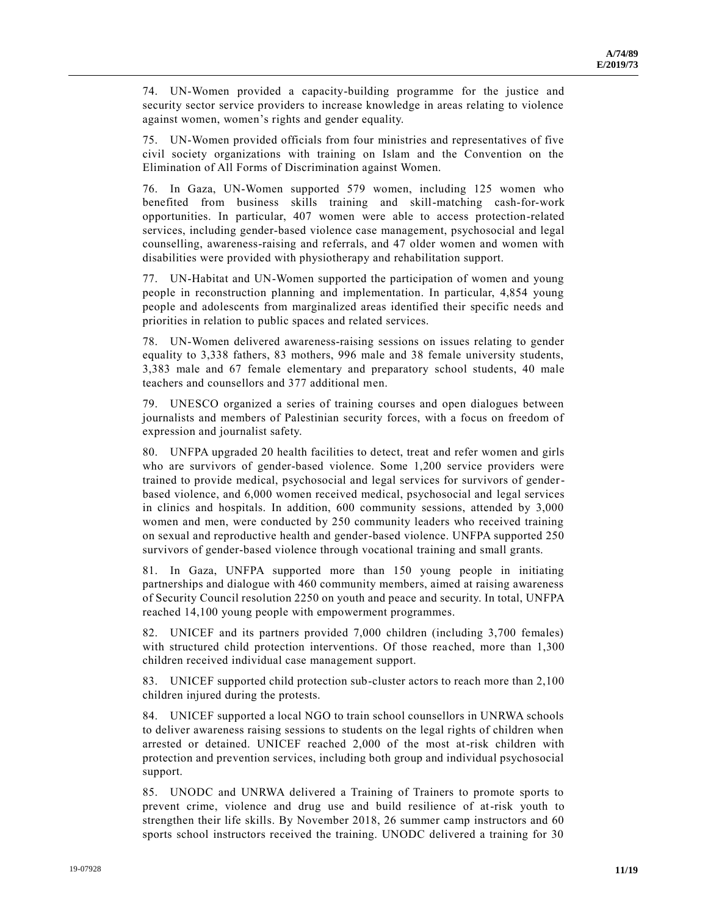74. UN-Women provided a capacity-building programme for the justice and security sector service providers to increase knowledge in areas relating to violence against women, women's rights and gender equality.

75. UN-Women provided officials from four ministries and representatives of five civil society organizations with training on Islam and the Convention on the Elimination of All Forms of Discrimination against Women.

76. In Gaza, UN-Women supported 579 women, including 125 women who benefited from business skills training and skill-matching cash-for-work opportunities. In particular, 407 women were able to access protection-related services, including gender-based violence case management, psychosocial and legal counselling, awareness-raising and referrals, and 47 older women and women with disabilities were provided with physiotherapy and rehabilitation support.

77. UN-Habitat and UN-Women supported the participation of women and young people in reconstruction planning and implementation. In particular, 4,854 young people and adolescents from marginalized areas identified their specific needs and priorities in relation to public spaces and related services.

78. UN-Women delivered awareness-raising sessions on issues relating to gender equality to 3,338 fathers, 83 mothers, 996 male and 38 female university students, 3,383 male and 67 female elementary and preparatory school students, 40 male teachers and counsellors and 377 additional men.

79. UNESCO organized a series of training courses and open dialogues between journalists and members of Palestinian security forces, with a focus on freedom of expression and journalist safety.

80. UNFPA upgraded 20 health facilities to detect, treat and refer women and girls who are survivors of gender-based violence. Some 1,200 service providers were trained to provide medical, psychosocial and legal services for survivors of gender-based violence, and 6,000 women received medical, psychosocial and legal services in clinics and hospitals. In addition, 600 community sessions, attended by 3,000 women and men, were conducted by 250 community leaders who received training on sexual and reproductive health and gender-based violence. UNFPA supported 250 survivors of gender-based violence through vocational training and small grants.

81. In Gaza, UNFPA supported more than 150 young people in initiating partnerships and dialogue with 460 community members, aimed at raising awareness of Security Council resolution 2250 on youth and peace and security. In total, UNFPA reached 14,100 young people with empowerment programmes.

82. UNICEF and its partners provided 7,000 children (including 3,700 females) with structured child protection interventions. Of those reached, more than 1,300 children received individual case management support.

83. UNICEF supported child protection sub-cluster actors to reach more than 2,100 children injured during the protests.

84. UNICEF supported a local NGO to train school counsellors in UNRWA schools to deliver awareness raising sessions to students on the legal rights of children when arrested or detained. UNICEF reached 2,000 of the most at-risk children with protection and prevention services, including both group and individual psychosocial support.

85. UNODC and UNRWA delivered a Training of Trainers to promote sports to prevent crime, violence and drug use and build resilience of at-risk youth to strengthen their life skills. By November 2018, 26 summer camp instructors and 60 sports school instructors received the training. UNODC delivered a training for 30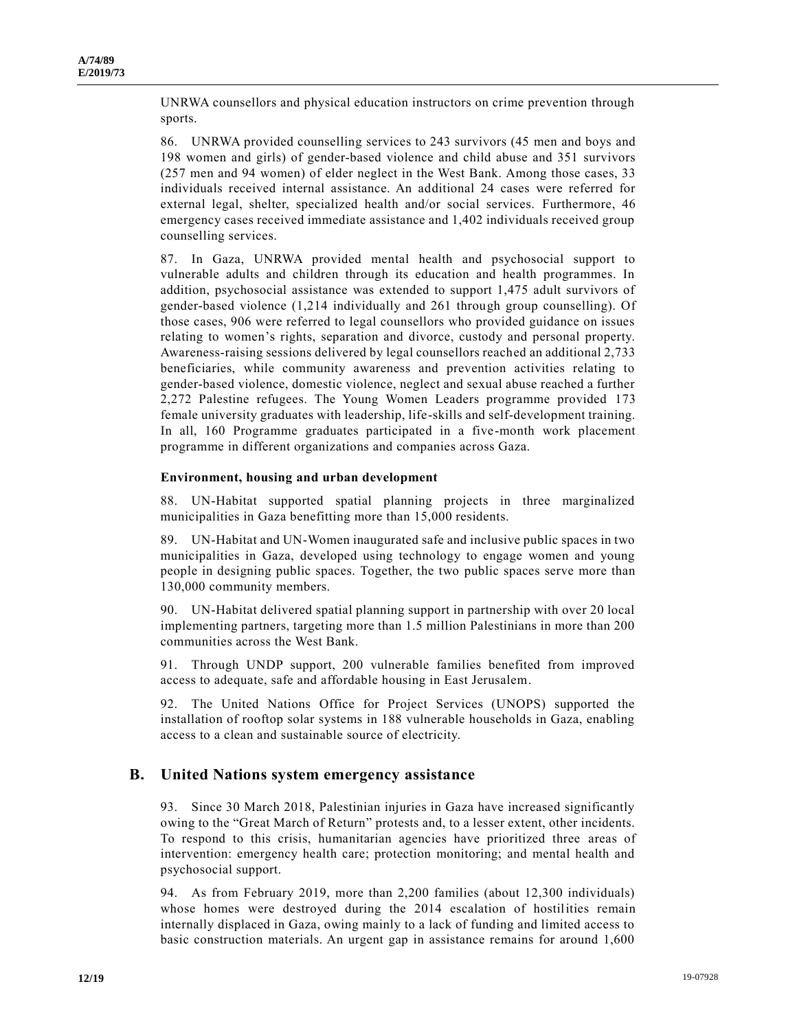UNRWA counsellors and physical education instructors on crime prevention through sports.

86. UNRWA provided counselling services to 243 survivors (45 men and boys and 198 women and girls) of gender-based violence and child abuse and 351 survivors (257 men and 94 women) of elder neglect in the West Bank. Among those cases, 33 individuals received internal assistance. An additional 24 cases were referred for external legal, shelter, specialized health and/or social services. Furthermore, 46 emergency cases received immediate assistance and 1,402 individuals received group counselling services.

87. In Gaza, UNRWA provided mental health and psychosocial support to vulnerable adults and children through its education and health programmes. In addition, psychosocial assistance was extended to support 1,475 adult survivors of gender-based violence (1,214 individually and 261 through group counselling). Of those cases, 906 were referred to legal counsellors who provided guidance on issues relating to women's rights, separation and divorce, custody and personal property. Awareness-raising sessions delivered by legal counsellors reached an additional 2,733 beneficiaries, while community awareness and prevention activities relating to gender-based violence, domestic violence, neglect and sexual abuse reached a further 2,272 Palestine refugees. The Young Women Leaders programme provided 173 female university graduates with leadership, life-skills and self-development training. In all, 160 Programme graduates participated in a five-month work placement programme in different organizations and companies across Gaza.

#### Environment, housing and urban development

88. UN-Habitat supported spatial planning projects in three marginalized municipalities in Gaza benefitting more than 15,000 residents.

89. UN-Habitat and UN-Women inaugurated safe and inclusive public spaces in two municipalities in Gaza, developed using technology to engage women and young people in designing public spaces. Together, the two public spaces serve more than 130,000 community members.

90. UN-Habitat delivered spatial planning support in partnership with over 20 local implementing partners, targeting more than 1.5 million Palestinians in more than 200 communities across the West Bank.

91. Through UNDP support, 200 vulnerable families benefited from improved access to adequate, safe and affordable housing in East Jerusalem.

92. The United Nations Office for Project Services (UNOPS) supported the installation of rooftop solar systems in 188 vulnerable households in Gaza, enabling access to a clean and sustainable source of electricity.

## B. United Nations system emergency assistance

93. Since 30 March 2018, Palestinian injuries in Gaza have increased significantly owing to the "Great March of Return" protests and, to a lesser extent, other incidents. To respond to this crisis, humanitarian agencies have prioritized three areas of intervention: emergency health care; protection monitoring; and mental health and psychosocial support.

94. As from February 2019, more than 2,200 families (about 12,300 individuals) whose homes were destroyed during the 2014 escalation of hostilities remain internally displaced in Gaza, owing mainly to a lack of funding and limited access to basic construction materials. An urgent gap in assistance remains for around 1,600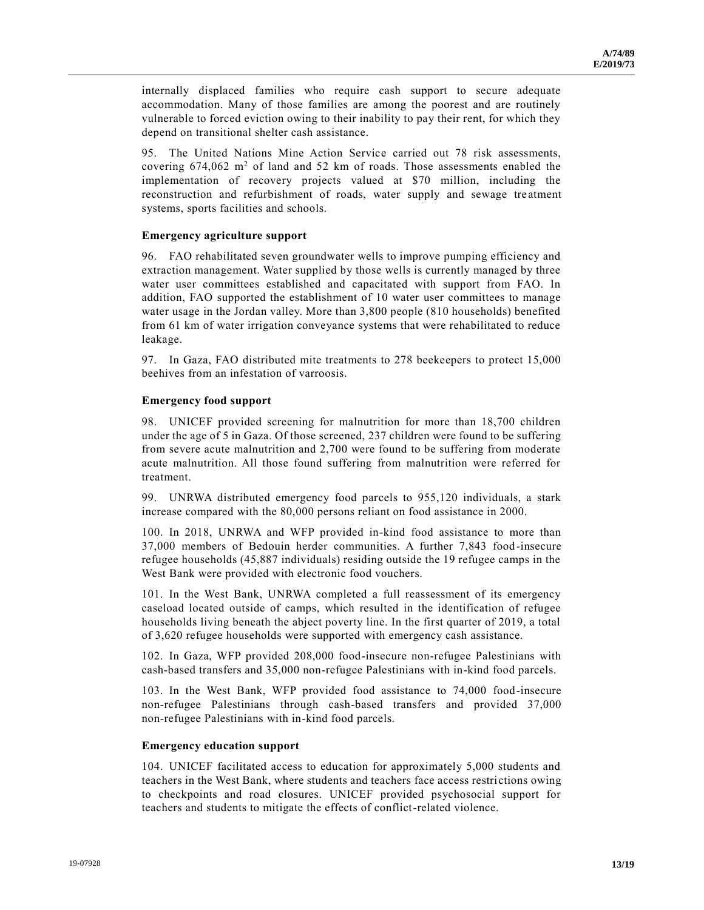internally displaced families who require cash support to secure adequate accommodation. Many of those families are among the poorest and are routinely vulnerable to forced eviction owing to their inability to pay their rent, for which they depend on transitional shelter cash assistance.

95. The United Nations Mine Action Service carried out 78 risk assessments, covering 674,062 $m^2$ of land and 52 km of roads. Those assessments enabled the implementation of recovery projects valued at $70 million, including the reconstruction and refurbishment of roads, water supply and sewage treatment systems, sports facilities and schools.

**Emergency agriculture support**

96. FAO rehabilitated seven groundwater wells to improve pumping efficiency and extraction management. Water supplied by those wells is currently managed by three water user committees established and capacitated with support from FAO. In addition, FAO supported the establishment of 10 water user committees to manage water usage in the Jordan valley. More than 3,800 people (810 households) benefited from 61 km of water irrigation conveyance systems that were rehabilitated to reduce leakage.

97. In Gaza, FAO distributed mite treatments to 278 beekeepers to protect 15,000 beehives from an infestation of varroosis.

**Emergency food support**

98. UNICEF provided screening for malnutrition for more than 18,700 children under the age of 5 in Gaza. Of those screened, 237 children were found to be suffering from severe acute malnutrition and 2,700 were found to be suffering from moderate acute malnutrition. All those found suffering from malnutrition were referred for treatment.

99. UNRWA distributed emergency food parcels to 955,120 individuals, a stark increase compared with the 80,000 persons reliant on food assistance in 2000.

100. In 2018, UNRWA and WFP provided in-kind food assistance to more than 37,000 members of Bedouin herder communities. A further 7,843 food-insecure refugee households (45,887 individuals) residing outside the 19 refugee camps in the West Bank were provided with electronic food vouchers.

101. In the West Bank, UNRWA completed a full reassessment of its emergency caseload located outside of camps, which resulted in the identification of refugee households living beneath the abject poverty line. In the first quarter of 2019, a total of 3,620 refugee households were supported with emergency cash assistance.

102. In Gaza, WFP provided 208,000 food-insecure non-refugee Palestinians with cash-based transfers and 35,000 non-refugee Palestinians with in-kind food parcels.

103. In the West Bank, WFP provided food assistance to 74,000 food-insecure non-refugee Palestinians through cash-based transfers and provided 37,000 non-refugee Palestinians with in-kind food parcels.

**Emergency education support**

104. UNICEF facilitated access to education for approximately 5,000 students and teachers in the West Bank, where students and teachers face access restrictions owing to checkpoints and road closures. UNICEF provided psychosocial support for teachers and students to mitigate the effects of conflict-related violence.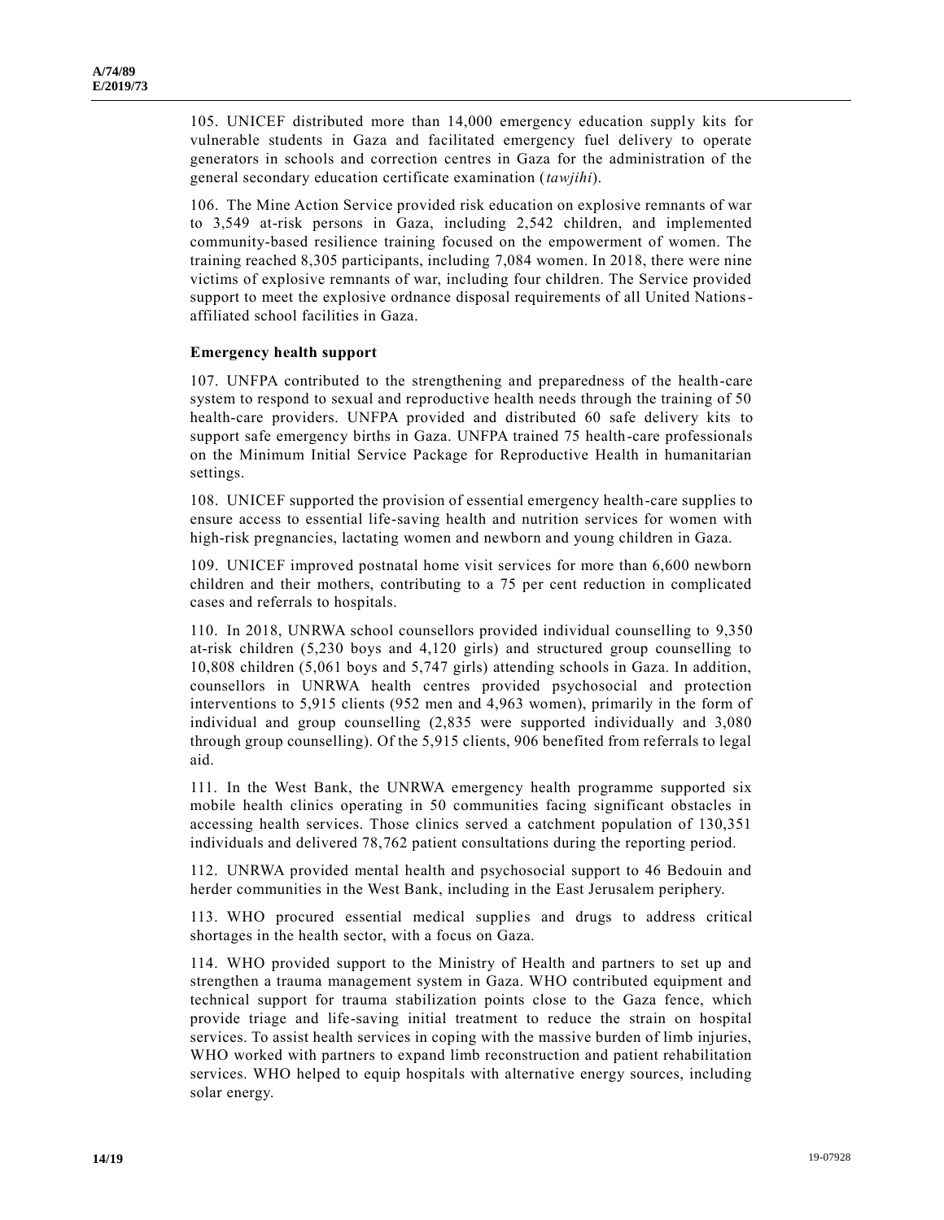105. UNICEF distributed more than 14,000 emergency education supply kits for vulnerable students in Gaza and facilitated emergency fuel delivery to operate generators in schools and correction centres in Gaza for the administration of the general secondary education certificate examination (*tawjihi*).

106. The Mine Action Service provided risk education on explosive remnants of war to 3,549 at-risk persons in Gaza, including 2,542 children, and implemented community-based resilience training focused on the empowerment of women. The training reached 8,305 participants, including 7,084 women. In 2018, there were nine victims of explosive remnants of war, including four children. The Service provided support to meet the explosive ordnance disposal requirements of all United Nations-affiliated school facilities in Gaza.

### Emergency health support

107. UNFPA contributed to the strengthening and preparedness of the health-care system to respond to sexual and reproductive health needs through the training of 50 health-care providers. UNFPA provided and distributed 60 safe delivery kits to support safe emergency births in Gaza. UNFPA trained 75 health-care professionals on the Minimum Initial Service Package for Reproductive Health in humanitarian settings.

108. UNICEF supported the provision of essential emergency health-care supplies to ensure access to essential life-saving health and nutrition services for women with high-risk pregnancies, lactating women and newborn and young children in Gaza.

109. UNICEF improved postnatal home visit services for more than 6,600 newborn children and their mothers, contributing to a 75 per cent reduction in complicated cases and referrals to hospitals.

110. In 2018, UNRWA school counsellors provided individual counselling to 9,350 at-risk children (5,230 boys and 4,120 girls) and structured group counselling to 10,808 children (5,061 boys and 5,747 girls) attending schools in Gaza. In addition, counsellors in UNRWA health centres provided psychosocial and protection interventions to 5,915 clients (952 men and 4,963 women), primarily in the form of individual and group counselling (2,835 were supported individually and 3,080 through group counselling). Of the 5,915 clients, 906 benefited from referrals to legal aid.

111. In the West Bank, the UNRWA emergency health programme supported six mobile health clinics operating in 50 communities facing significant obstacles in accessing health services. Those clinics served a catchment population of 130,351 individuals and delivered 78,762 patient consultations during the reporting period.

112. UNRWA provided mental health and psychosocial support to 46 Bedouin and herder communities in the West Bank, including in the East Jerusalem periphery.

113. WHO procured essential medical supplies and drugs to address critical shortages in the health sector, with a focus on Gaza.

114. WHO provided support to the Ministry of Health and partners to set up and strengthen a trauma management system in Gaza. WHO contributed equipment and technical support for trauma stabilization points close to the Gaza fence, which provide triage and life-saving initial treatment to reduce the strain on hospital services. To assist health services in coping with the massive burden of limb injuries, WHO worked with partners to expand limb reconstruction and patient rehabilitation services. WHO helped to equip hospitals with alternative energy sources, including solar energy.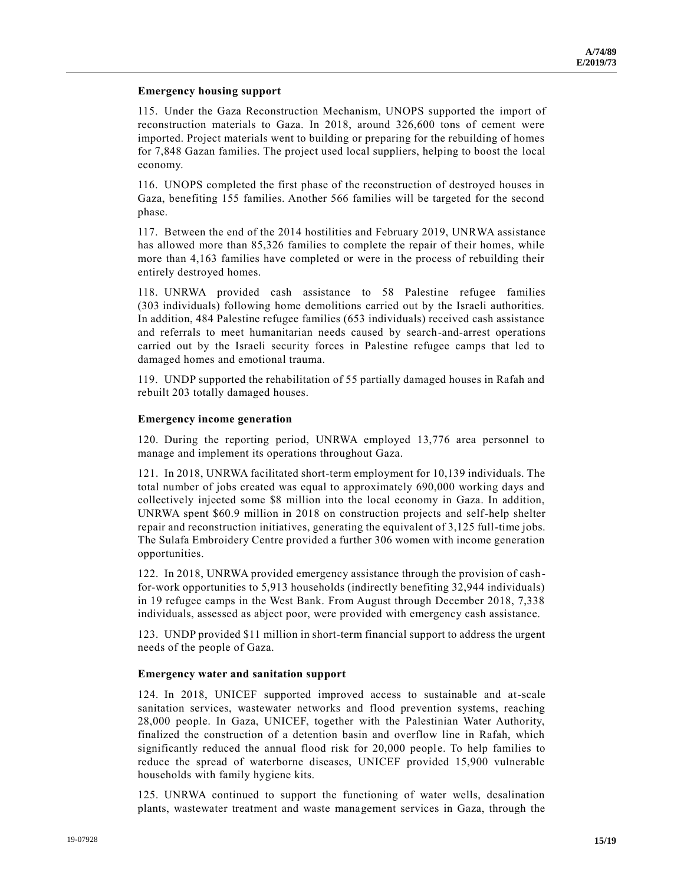### Emergency housing support

115. Under the Gaza Reconstruction Mechanism, UNOPS supported the import of reconstruction materials to Gaza. In 2018, around 326,600 tons of cement were imported. Project materials went to building or preparing for the rebuilding of homes for 7,848 Gazan families. The project used local suppliers, helping to boost the local economy.

116. UNOPS completed the first phase of the reconstruction of destroyed houses in Gaza, benefiting 155 families. Another 566 families will be targeted for the second phase.

117. Between the end of the 2014 hostilities and February 2019, UNRWA assistance has allowed more than 85,326 families to complete the repair of their homes, while more than 4,163 families have completed or were in the process of rebuilding their entirely destroyed homes.

118. UNRWA provided cash assistance to 58 Palestine refugee families (303 individuals) following home demolitions carried out by the Israeli authorities. In addition, 484 Palestine refugee families (653 individuals) received cash assistance and referrals to meet humanitarian needs caused by search-and-arrest operations carried out by the Israeli security forces in Palestine refugee camps that led to damaged homes and emotional trauma.

119. UNDP supported the rehabilitation of 55 partially damaged houses in Rafah and rebuilt 203 totally damaged houses.

### Emergency income generation

120. During the reporting period, UNRWA employed 13,776 area personnel to manage and implement its operations throughout Gaza.

121. In 2018, UNRWA facilitated short-term employment for 10,139 individuals. The total number of jobs created was equal to approximately 690,000 working days and collectively injected some $8 million into the local economy in Gaza. In addition, UNRWA spent $60.9 million in 2018 on construction projects and self-help shelter repair and reconstruction initiatives, generating the equivalent of 3,125 full-time jobs. The Sulafa Embroidery Centre provided a further 306 women with income generation opportunities.

122. In 2018, UNRWA provided emergency assistance through the provision of cash-for-work opportunities to 5,913 households (indirectly benefiting 32,944 individuals) in 19 refugee camps in the West Bank. From August through December 2018, 7,338 individuals, assessed as abject poor, were provided with emergency cash assistance.

123. UNDP provided $11 million in short-term financial support to address the urgent needs of the people of Gaza.

### Emergency water and sanitation support

124. In 2018, UNICEF supported improved access to sustainable and at-scale sanitation services, wastewater networks and flood prevention systems, reaching 28,000 people. In Gaza, UNICEF, together with the Palestinian Water Authority, finalized the construction of a detention basin and overflow line in Rafah, which significantly reduced the annual flood risk for 20,000 people. To help families to reduce the spread of waterborne diseases, UNICEF provided 15,900 vulnerable households with family hygiene kits.

125. UNRWA continued to support the functioning of water wells, desalination plants, wastewater treatment and waste management services in Gaza, through the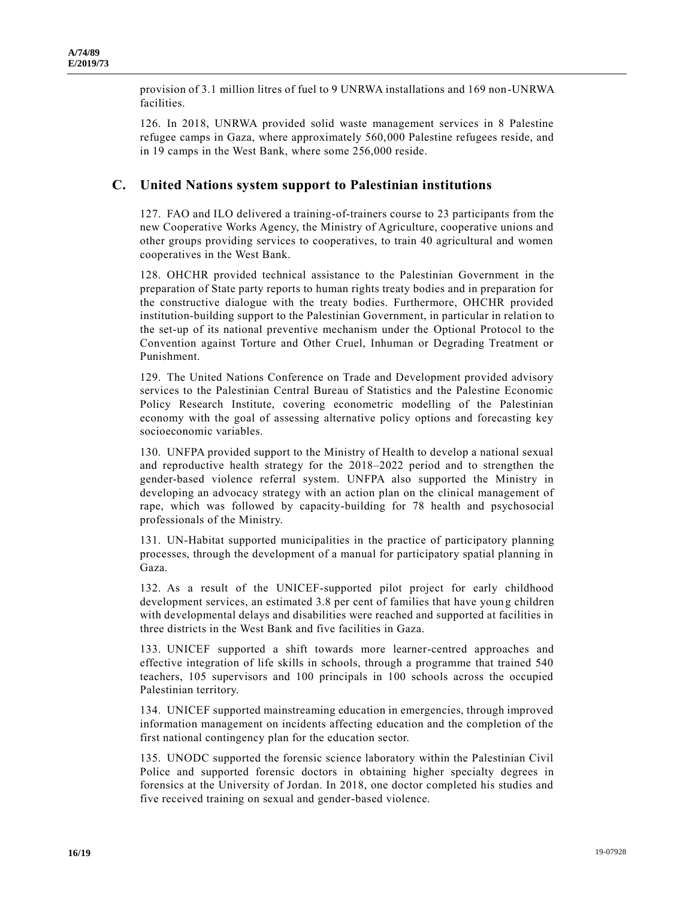provision of 3.1 million litres of fuel to 9 UNRWA installations and 169 non-UNRWA facilities.

126. In 2018, UNRWA provided solid waste management services in 8 Palestine refugee camps in Gaza, where approximately 560,000 Palestine refugees reside, and in 19 camps in the West Bank, where some 256,000 reside.

## C. United Nations system support to Palestinian institutions

127. FAO and ILO delivered a training-of-trainers course to 23 participants from the new Cooperative Works Agency, the Ministry of Agriculture, cooperative unions and other groups providing services to cooperatives, to train 40 agricultural and women cooperatives in the West Bank.

128. OHCHR provided technical assistance to the Palestinian Government in the preparation of State party reports to human rights treaty bodies and in preparation for the constructive dialogue with the treaty bodies. Furthermore, OHCHR provided institution-building support to the Palestinian Government, in particular in relation to the set-up of its national preventive mechanism under the Optional Protocol to the Convention against Torture and Other Cruel, Inhuman or Degrading Treatment or Punishment.

129. The United Nations Conference on Trade and Development provided advisory services to the Palestinian Central Bureau of Statistics and the Palestine Economic Policy Research Institute, covering econometric modelling of the Palestinian economy with the goal of assessing alternative policy options and forecasting key socioeconomic variables.

130. UNFPA provided support to the Ministry of Health to develop a national sexual and reproductive health strategy for the 2018–2022 period and to strengthen the gender-based violence referral system. UNFPA also supported the Ministry in developing an advocacy strategy with an action plan on the clinical management of rape, which was followed by capacity-building for 78 health and psychosocial professionals of the Ministry.

131. UN-Habitat supported municipalities in the practice of participatory planning processes, through the development of a manual for participatory spatial planning in Gaza.

132. As a result of the UNICEF-supported pilot project for early childhood development services, an estimated 3.8 per cent of families that have young children with developmental delays and disabilities were reached and supported at facilities in three districts in the West Bank and five facilities in Gaza.

133. UNICEF supported a shift towards more learner-centred approaches and effective integration of life skills in schools, through a programme that trained 540 teachers, 105 supervisors and 100 principals in 100 schools across the occupied Palestinian territory.

134. UNICEF supported mainstreaming education in emergencies, through improved information management on incidents affecting education and the completion of the first national contingency plan for the education sector.

135. UNODC supported the forensic science laboratory within the Palestinian Civil Police and supported forensic doctors in obtaining higher specialty degrees in forensics at the University of Jordan. In 2018, one doctor completed his studies and five received training on sexual and gender-based violence.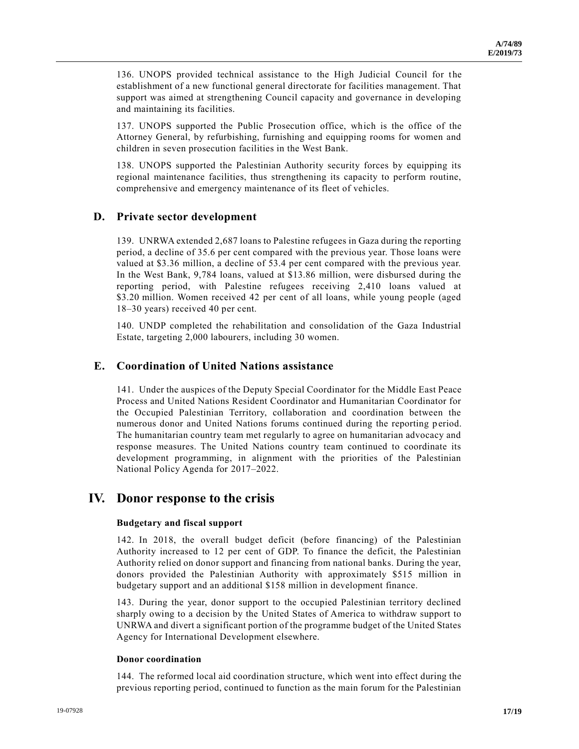136. UNOPS provided technical assistance to the High Judicial Council for the establishment of a new functional general directorate for facilities management. That support was aimed at strengthening Council capacity and governance in developing and maintaining its facilities.

137. UNOPS supported the Public Prosecution office, which is the office of the Attorney General, by refurbishing, furnishing and equipping rooms for women and children in seven prosecution facilities in the West Bank.

138. UNOPS supported the Palestinian Authority security forces by equipping its regional maintenance facilities, thus strengthening its capacity to perform routine, comprehensive and emergency maintenance of its fleet of vehicles.

## D. Private sector development

139. UNRWA extended 2,687 loans to Palestine refugees in Gaza during the reporting period, a decline of 35.6 per cent compared with the previous year. Those loans were valued at $3.36 million, a decline of 53.4 per cent compared with the previous year. In the West Bank, 9,784 loans, valued at $13.86 million, were disbursed during the reporting period, with Palestine refugees receiving 2,410 loans valued at $3.20 million. Women received 42 per cent of all loans, while young people (aged 18–30 years) received 40 per cent.

140. UNDP completed the rehabilitation and consolidation of the Gaza Industrial Estate, targeting 2,000 labourers, including 30 women.

## E. Coordination of United Nations assistance

141. Under the auspices of the Deputy Special Coordinator for the Middle East Peace Process and United Nations Resident Coordinator and Humanitarian Coordinator for the Occupied Palestinian Territory, collaboration and coordination between the numerous donor and United Nations forums continued during the reporting period. The humanitarian country team met regularly to agree on humanitarian advocacy and response measures. The United Nations country team continued to coordinate its development programming, in alignment with the priorities of the Palestinian National Policy Agenda for 2017–2022.

# IV. Donor response to the crisis

### Budgetary and fiscal support

142. In 2018, the overall budget deficit (before financing) of the Palestinian Authority increased to 12 per cent of GDP. To finance the deficit, the Palestinian Authority relied on donor support and financing from national banks. During the year, donors provided the Palestinian Authority with approximately $515 million in budgetary support and an additional $158 million in development finance.

143. During the year, donor support to the occupied Palestinian territory declined sharply owing to a decision by the United States of America to withdraw support to UNRWA and divert a significant portion of the programme budget of the United States Agency for International Development elsewhere.

### Donor coordination

144. The reformed local aid coordination structure, which went into effect during the previous reporting period, continued to function as the main forum for the Palestinian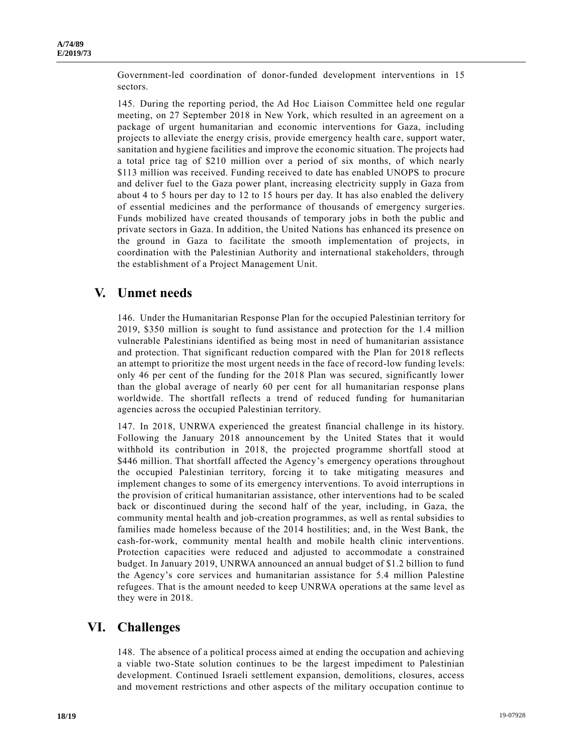Government-led coordination of donor-funded development interventions in 15 sectors.

145. During the reporting period, the Ad Hoc Liaison Committee held one regular meeting, on 27 September 2018 in New York, which resulted in an agreement on a package of urgent humanitarian and economic interventions for Gaza, including projects to alleviate the energy crisis, provide emergency health care, support water, sanitation and hygiene facilities and improve the economic situation. The projects had a total price tag of $210 million over a period of six months, of which nearly $113 million was received. Funding received to date has enabled UNOPS to procure and deliver fuel to the Gaza power plant, increasing electricity supply in Gaza from about 4 to 5 hours per day to 12 to 15 hours per day. It has also enabled the delivery of essential medicines and the performance of thousands of emergency surgeries. Funds mobilized have created thousands of temporary jobs in both the public and private sectors in Gaza. In addition, the United Nations has enhanced its presence on the ground in Gaza to facilitate the smooth implementation of projects, in coordination with the Palestinian Authority and international stakeholders, through the establishment of a Project Management Unit.

# V. Unmet needs

146. Under the Humanitarian Response Plan for the occupied Palestinian territory for 2019, $350 million is sought to fund assistance and protection for the 1.4 million vulnerable Palestinians identified as being most in need of humanitarian assistance and protection. That significant reduction compared with the Plan for 2018 reflects an attempt to prioritize the most urgent needs in the face of record-low funding levels: only 46 per cent of the funding for the 2018 Plan was secured, significantly lower than the global average of nearly 60 per cent for all humanitarian response plans worldwide. The shortfall reflects a trend of reduced funding for humanitarian agencies across the occupied Palestinian territory.

147. In 2018, UNRWA experienced the greatest financial challenge in its history. Following the January 2018 announcement by the United States that it would withhold its contribution in 2018, the projected programme shortfall stood at $446 million. That shortfall affected the Agency's emergency operations throughout the occupied Palestinian territory, forcing it to take mitigating measures and implement changes to some of its emergency interventions. To avoid interruptions in the provision of critical humanitarian assistance, other interventions had to be scaled back or discontinued during the second half of the year, including, in Gaza, the community mental health and job-creation programmes, as well as rental subsidies to families made homeless because of the 2014 hostilities; and, in the West Bank, the cash-for-work, community mental health and mobile health clinic interventions. Protection capacities were reduced and adjusted to accommodate a constrained budget. In January 2019, UNRWA announced an annual budget of $1.2 billion to fund the Agency's core services and humanitarian assistance for 5.4 million Palestine refugees. That is the amount needed to keep UNRWA operations at the same level as they were in 2018.

# VI. Challenges

148. The absence of a political process aimed at ending the occupation and achieving a viable two-State solution continues to be the largest impediment to Palestinian development. Continued Israeli settlement expansion, demolitions, closures, access and movement restrictions and other aspects of the military occupation continue to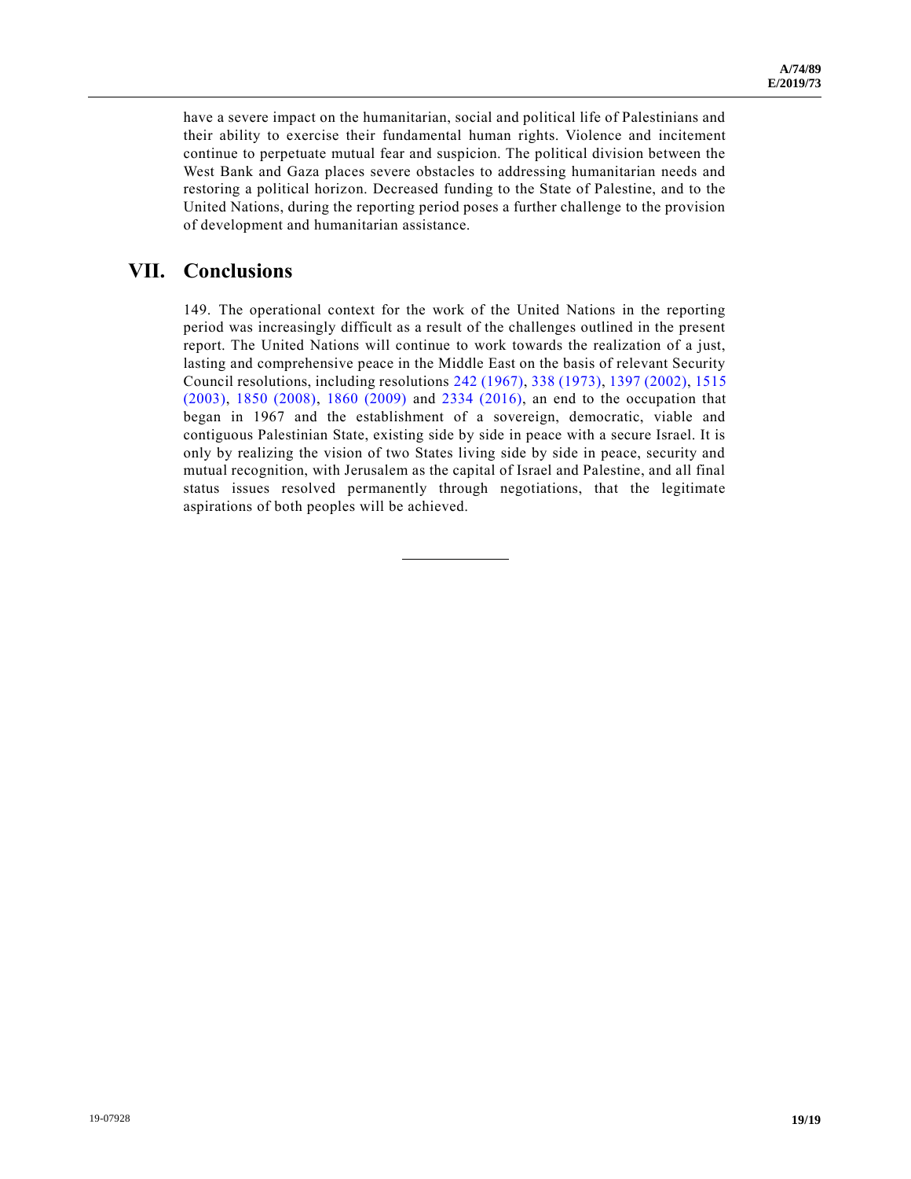have a severe impact on the humanitarian, social and political life of Palestinians and their ability to exercise their fundamental human rights. Violence and incitement continue to perpetuate mutual fear and suspicion. The political division between the West Bank and Gaza places severe obstacles to addressing humanitarian needs and restoring a political horizon. Decreased funding to the State of Palestine, and to the United Nations, during the reporting period poses a further challenge to the provision of development and humanitarian assistance.

# VII. Conclusions

149. The operational context for the work of the United Nations in the reporting period was increasingly difficult as a result of the challenges outlined in the present report. The United Nations will continue to work towards the realization of a just, lasting and comprehensive peace in the Middle East on the basis of relevant Security Council resolutions, including resolutions 242 (1967), 338 (1973), 1397 (2002), 1515 (2003), 1850 (2008), 1860 (2009) and 2334 (2016), an end to the occupation that began in 1967 and the establishment of a sovereign, democratic, viable and contiguous Palestinian State, existing side by side in peace with a secure Israel. It is only by realizing the vision of two States living side by side in peace, security and mutual recognition, with Jerusalem as the capital of Israel and Palestine, and all final status issues resolved permanently through negotiations, that the legitimate aspirations of both peoples will be achieved.